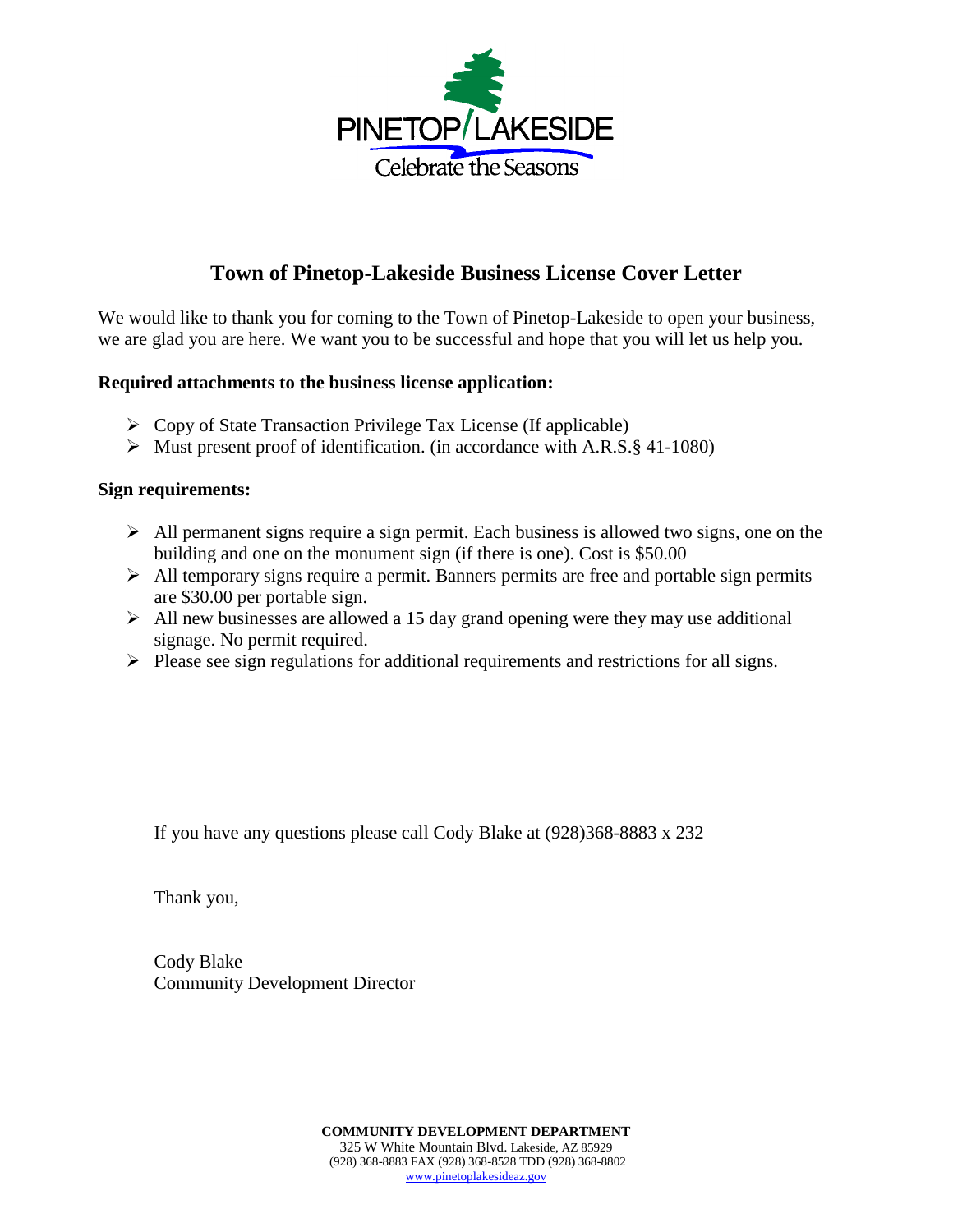PINETOP/LAKESIDE

Celebrate the Seasons

# Town of Pinetop-Lakeside Business License Cover Letter

We would like to thank you for coming to the Town of Pinetop-Lakeside to open your business, we are glad you are here. We want you to be successful and hope that you will let us help you.

**Required attachments to the business license application:**

- Copy of State Transaction Privilege Tax License (If applicable)
- Must present proof of identification. (in accordance with A.R.S.§ 41-1080)

**Sign requirements:**

- All permanent signs require a sign permit. Each business is allowed two signs, one on the building and one on the monument sign (if there is one). Cost is $50.00
- All temporary signs require a permit. Banners permits are free and portable sign permits are $30.00 per portable sign.
- All new businesses are allowed a 15 day grand opening were they may use additional signage. No permit required.
- Please see sign regulations for additional requirements and restrictions for all signs.

If you have any questions please call Cody Blake at (928)368-8883 x 232

Thank you,

Cody Blake
Community Development Director

**COMMUNITY DEVELOPMENT DEPARTMENT**
325 W White Mountain Blvd. Lakeside, AZ 85929
(928) 368-8883 FAX (928) 368-8528 TDD (928) 368-8802
www.pinetoplakesideaz.gov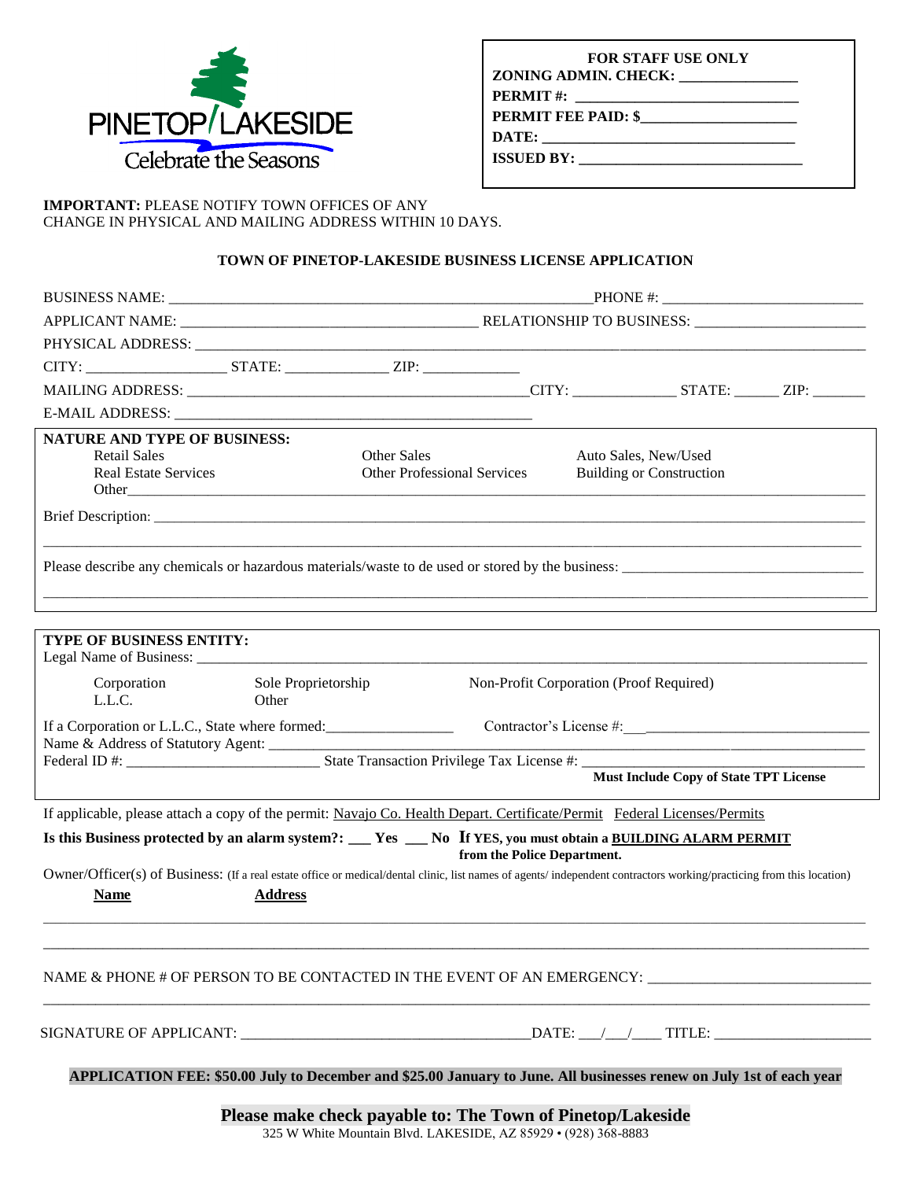PINETOP/LAKESIDE
Celebrate the Seasons

**FOR STAFF USE ONLY**
**ZONING ADMIN. CHECK:** _______________
**PERMIT #:** _____________________________
**PERMIT FEE PAID: $**____________________
**DATE:** ________________________________
**ISSUED BY:** ____________________________

**IMPORTANT:** PLEASE NOTIFY TOWN OFFICES OF ANY CHANGE IN PHYSICAL AND MAILING ADDRESS WITHIN 10 DAYS.

**TOWN OF PINETOP-LAKESIDE BUSINESS LICENSE APPLICATION**

BUSINESS NAME: ________________________________________________________PHONE #: ___________________________

APPLICANT NAME: ______________________________________ RELATIONSHIP TO BUSINESS: ______________________

PHYSICAL ADDRESS: _____________________________________________________________________________________

CITY: __________________ STATE: _____________ ZIP: ____________

MAILING ADDRESS: ____________________________________________CITY: _____________ STATE: ______ ZIP: _______

E-MAIL ADDRESS: ______________________________________________

**NATURE AND TYPE OF BUSINESS:**

| | | |
|---|---|---|
| Retail Sales | Other Sales | Auto Sales, New/Used |
| Real Estate Services | Other Professional Services | Building or Construction |

Other_____________________________________________________________________________________________

Brief Description: ____________________________________________________________________________________

_________________________________________________________________________________________________

Please describe any chemicals or hazardous materials/waste to de used or stored by the business: _______________________________

_________________________________________________________________________________________________

**TYPE OF BUSINESS ENTITY:**

Legal Name of Business: _________________________________________________________________________________

| | | |
|---|---|---|
| Corporation | Sole Proprietorship | Non-Profit Corporation (Proof Required) |
| L.L.C. | Other | |

If a Corporation or L.L.C., State where formed:________________ Contractor's License #:______________________________

Name & Address of Statutory Agent: _______________________________________________________________________

Federal ID #: _________________________ State Transaction Privilege Tax License #: ____________________________________

**Must Include Copy of State TPT License**

If applicable, please attach a copy of the permit: Navajo Co. Health Depart. Certificate/Permit Federal Licenses/Permits

**Is this Business protected by an alarm system?: ___ Yes ___ No If YES, you must obtain a BUILDING ALARM PERMIT from the Police Department.**

Owner/Officer(s) of Business: (If a real estate office or medical/dental clinic, list names of agents/ independent contractors working/practicing from this location)

**Name** **Address**

_________________________________________________________________________________________________

_________________________________________________________________________________________________

NAME & PHONE # OF PERSON TO BE CONTACTED IN THE EVENT OF AN EMERGENCY: _____________________________

_________________________________________________________________________________________________

SIGNATURE OF APPLICANT: _____________________________________DATE: ___/___/____ TITLE: ____________________

**APPLICATION FEE: $50.00 July to December and $25.00 January to June. All businesses renew on July 1st of each year**

**Please make check payable to: The Town of Pinetop/Lakeside**

325 W White Mountain Blvd. LAKESIDE, AZ 85929 • (928) 368-8883